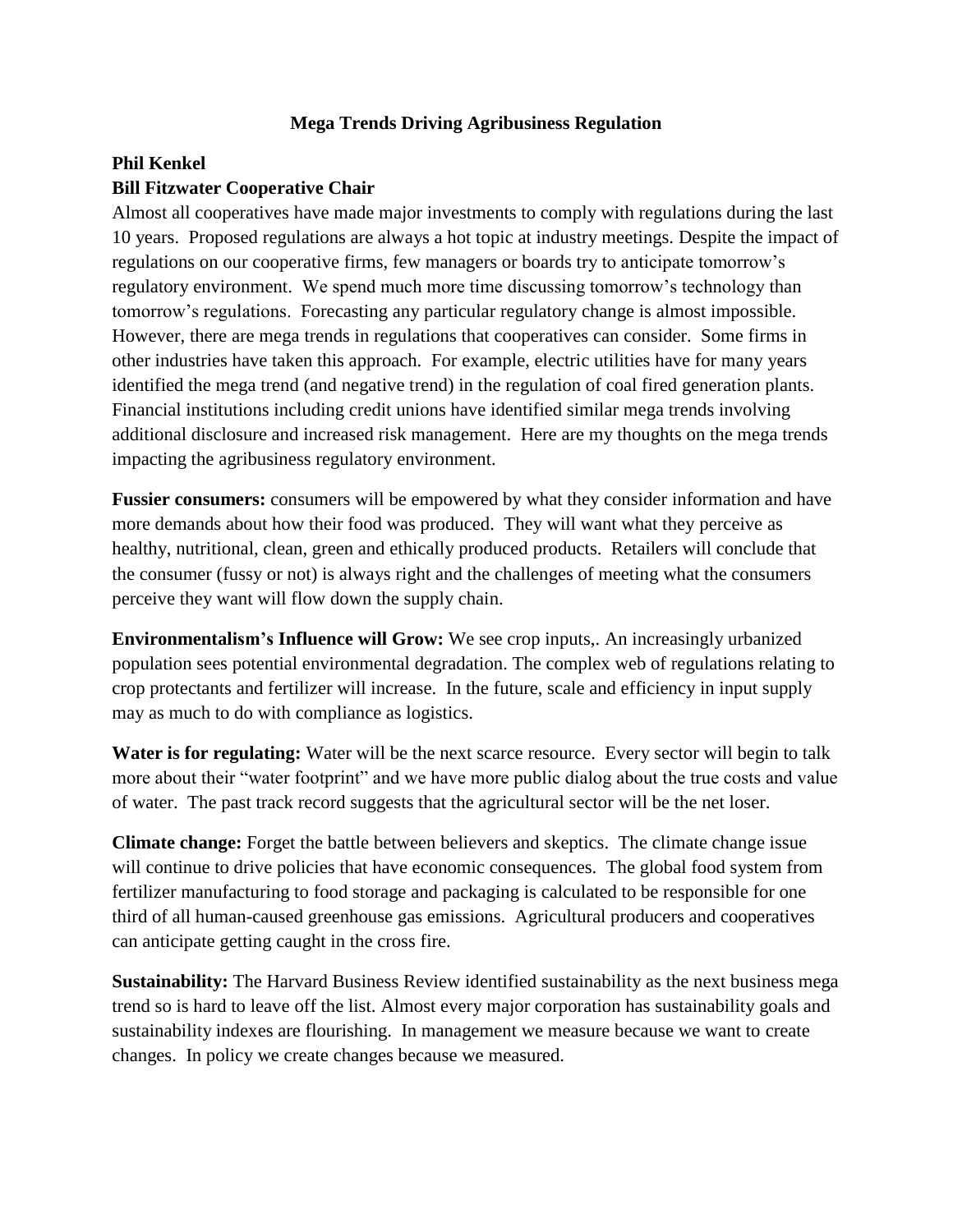# Mega Trends Driving Agribusiness Regulation

**Phil Kenkel**
**Bill Fitzwater Cooperative Chair**

Almost all cooperatives have made major investments to comply with regulations during the last 10 years. Proposed regulations are always a hot topic at industry meetings. Despite the impact of regulations on our cooperative firms, few managers or boards try to anticipate tomorrow's regulatory environment. We spend much more time discussing tomorrow's technology than tomorrow's regulations. Forecasting any particular regulatory change is almost impossible. However, there are mega trends in regulations that cooperatives can consider. Some firms in other industries have taken this approach. For example, electric utilities have for many years identified the mega trend (and negative trend) in the regulation of coal fired generation plants. Financial institutions including credit unions have identified similar mega trends involving additional disclosure and increased risk management. Here are my thoughts on the mega trends impacting the agribusiness regulatory environment.

**Fussier consumers:** consumers will be empowered by what they consider information and have more demands about how their food was produced. They will want what they perceive as healthy, nutritional, clean, green and ethically produced products. Retailers will conclude that the consumer (fussy or not) is always right and the challenges of meeting what the consumers perceive they want will flow down the supply chain.

**Environmentalism's Influence will Grow:** We see crop inputs,. An increasingly urbanized population sees potential environmental degradation. The complex web of regulations relating to crop protectants and fertilizer will increase. In the future, scale and efficiency in input supply may as much to do with compliance as logistics.

**Water is for regulating:** Water will be the next scarce resource. Every sector will begin to talk more about their "water footprint" and we have more public dialog about the true costs and value of water. The past track record suggests that the agricultural sector will be the net loser.

**Climate change:** Forget the battle between believers and skeptics. The climate change issue will continue to drive policies that have economic consequences. The global food system from fertilizer manufacturing to food storage and packaging is calculated to be responsible for one third of all human-caused greenhouse gas emissions. Agricultural producers and cooperatives can anticipate getting caught in the cross fire.

**Sustainability:** The Harvard Business Review identified sustainability as the next business mega trend so is hard to leave off the list. Almost every major corporation has sustainability goals and sustainability indexes are flourishing. In management we measure because we want to create changes. In policy we create changes because we measured.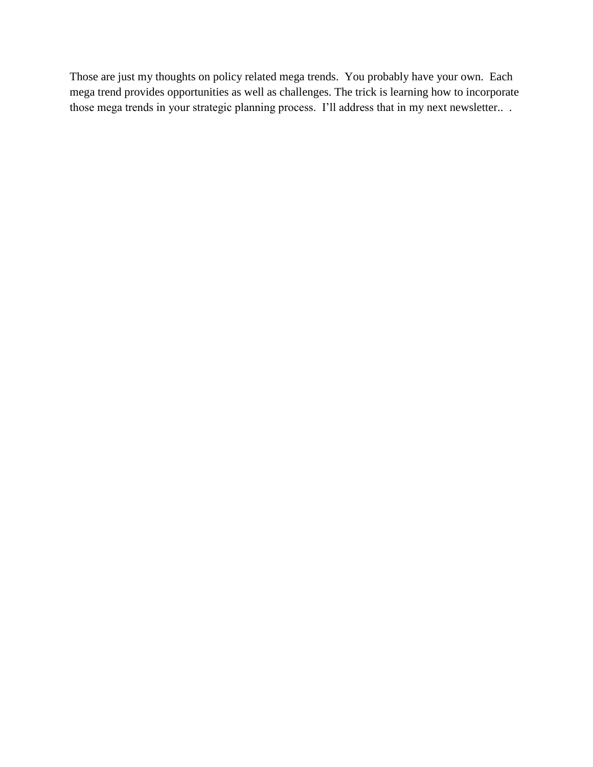Those are just my thoughts on policy related mega trends. You probably have your own. Each mega trend provides opportunities as well as challenges. The trick is learning how to incorporate those mega trends in your strategic planning process. I'll address that in my next newsletter.. .